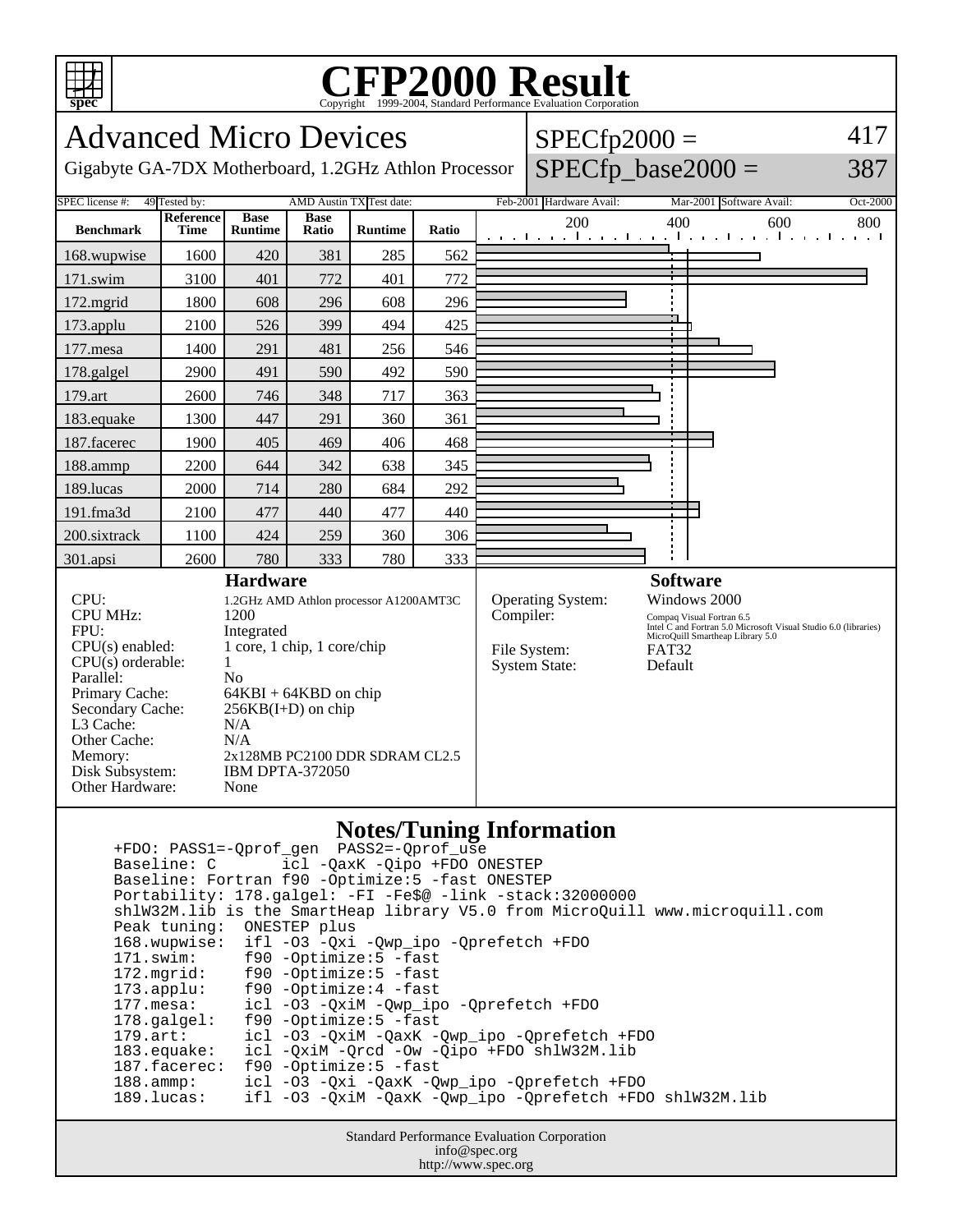# CFP2000 Result

Copyright 1999-2004, Standard Performance Evaluation Corporation

## Advanced Micro Devices

Gigabyte GA-7DX Motherboard, 1.2GHz Athlon Processor

SPECfp2000 = 417

SPECfp_base2000 = 387

| SPEC license #: | 49 | Tested by: | AMD Austin TX | Test date: | Feb-2001 | Hardware Avail: | Mar-2001 | Software Avail: | Oct-2000 |
|---|---|---|---|---|---|---|---|---|---|

| Benchmark | Reference Time | Base Runtime | Base Ratio | Runtime | Ratio |
|---|---|---|---|---|---|
| 168.wupwise | 1600 | 420 | 381 | 285 | 562 |
| 171.swim | 3100 | 401 | 772 | 401 | 772 |
| 172.mgrid | 1800 | 608 | 296 | 608 | 296 |
| 173.applu | 2100 | 526 | 399 | 494 | 425 |
| 177.mesa | 1400 | 291 | 481 | 256 | 546 |
| 178.galgel | 2900 | 491 | 590 | 492 | 590 |
| 179.art | 2600 | 746 | 348 | 717 | 363 |
| 183.equake | 1300 | 447 | 291 | 360 | 361 |
| 187.facerec | 1900 | 405 | 469 | 406 | 468 |
| 188.ammp | 2200 | 644 | 342 | 638 | 345 |
| 189.lucas | 2000 | 714 | 280 | 684 | 292 |
| 191.fma3d | 2100 | 477 | 440 | 477 | 440 |
| 200.sixtrack | 1100 | 424 | 259 | 360 | 306 |
| 301.apsi | 2600 | 780 | 333 | 780 | 333 |

### Hardware

| | |
|---|---|
| CPU: | 1.2GHz AMD Athlon processor A1200AMT3C |
| CPU MHz: | 1200 |
| FPU: | Integrated |
| CPU(s) enabled: | 1 core, 1 chip, 1 core/chip |
| CPU(s) orderable: | 1 |
| Parallel: | No |
| Primary Cache: | 64KBI + 64KBD on chip |
| Secondary Cache: | 256KB(I+D) on chip |
| L3 Cache: | N/A |
| Other Cache: | N/A |
| Memory: | 2x128MB PC2100 DDR SDRAM CL2.5 |
| Disk Subsystem: | IBM DPTA-372050 |
| Other Hardware: | None |

### Software

| | |
|---|---|
| Operating System: | Windows 2000 |
| Compiler: | Compaq Visual Fortran 6.5<br>Intel C and Fortran 5.0 Microsoft Visual Studio 6.0 (libraries)<br>MicroQuill Smartheap Library 5.0 |
| File System: | FAT32 |
| System State: | Default |

### Notes/Tuning Information

```
+FDO: PASS1=-Qprof_gen  PASS2=-Qprof_use
Baseline: C       icl -QaxK -Qipo +FDO ONESTEP
Baseline: Fortran f90 -Optimize:5 -fast ONESTEP
Portability: 178.galgel: -FI -Fe$@ -link -stack:32000000
shlW32M.lib is the SmartHeap library V5.0 from MicroQuill www.microquill.com
Peak tuning:  ONESTEP plus
168.wupwise:  ifl -O3 -Qxi -Qwp_ipo -Qprefetch +FDO
171.swim:     f90 -Optimize:5 -fast
172.mgrid:    f90 -Optimize:5 -fast
173.applu:    f90 -Optimize:4 -fast
177.mesa:     icl -O3 -QxiM -Qwp_ipo -Qprefetch +FDO
178.galgel:   f90 -Optimize:5 -fast
179.art:      icl -O3 -QxiM -QaxK -Qwp_ipo -Qprefetch +FDO
183.equake:   icl -QxiM -Qrcd -Ow -Qipo +FDO shlW32M.lib
187.facerec:  f90 -Optimize:5 -fast
188.ammp:     icl -O3 -Qxi -QaxK -Qwp_ipo -Qprefetch +FDO
189.lucas:    ifl -O3 -QxiM -QaxK -Qwp_ipo -Qprefetch +FDO shlW32M.lib
```

Standard Performance Evaluation Corporation
info@spec.org
http://www.spec.org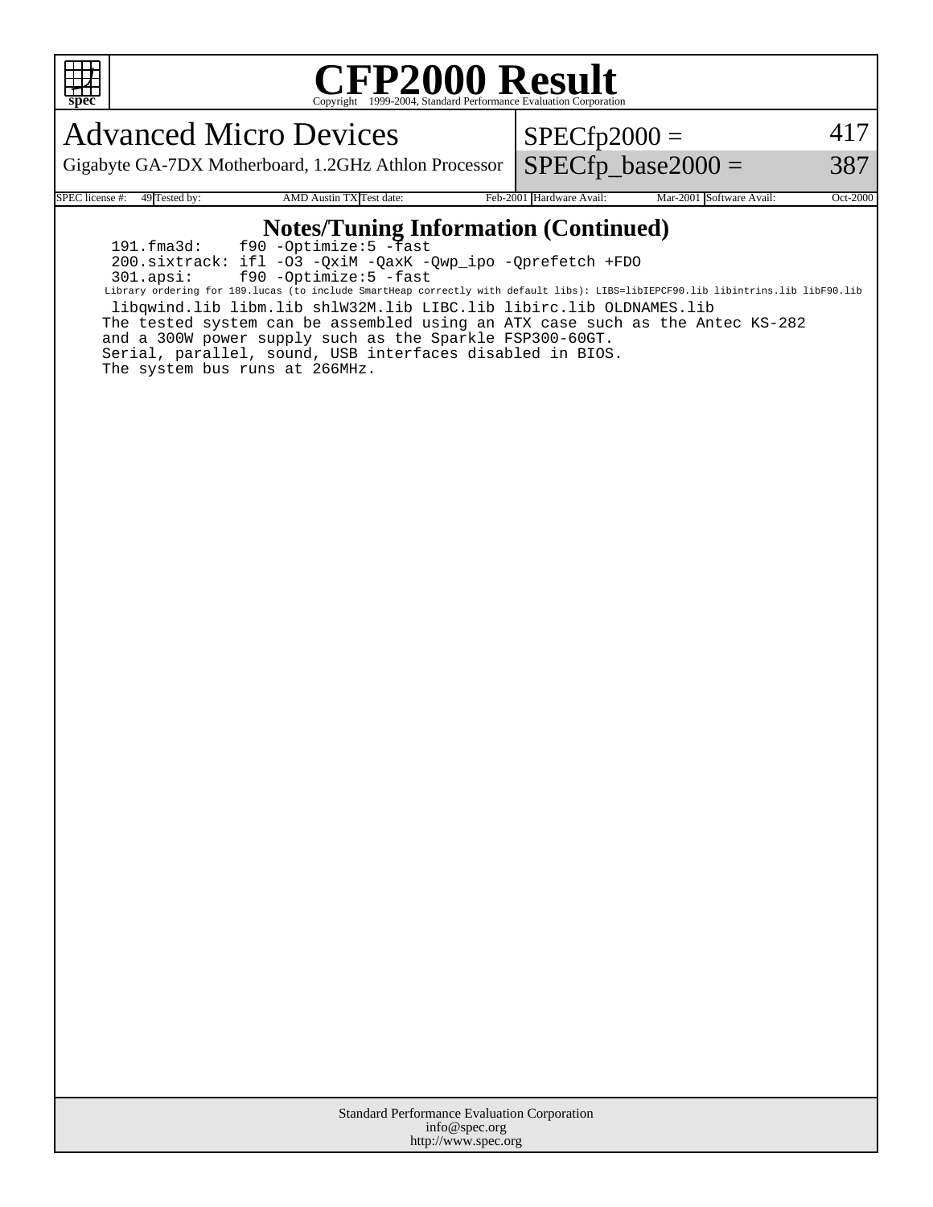# CFP2000 Result

Copyright 1999-2004, Standard Performance Evaluation Corporation

## Advanced Micro Devices

Gigabyte GA-7DX Motherboard, 1.2GHz Athlon Processor

SPECfp2000 = 417

SPECfp_base2000 = 387

| SPEC license #: | 49 | Tested by: | AMD Austin TX | Test date: | Feb-2001 | Hardware Avail: | Mar-2001 | Software Avail: | Oct-2000 |
|---|---|---|---|---|---|---|---|---|---|

### Notes/Tuning Information (Continued)

```
191.fma3d:    f90 -Optimize:5 -fast
200.sixtrack: ifl -O3 -QxiM -QaxK -Qwp_ipo -Qprefetch +FDO
301.apsi:     f90 -Optimize:5 -fast
Library ordering for 189.lucas (to include SmartHeap correctly with default libs): LIBS=libIEPCF90.lib libintrins.lib libF90.lib
 libqwind.lib libm.lib shlW32M.lib LIBC.lib libirc.lib OLDNAMES.lib
The tested system can be assembled using an ATX case such as the Antec KS-282
and a 300W power supply such as the Sparkle FSP300-60GT.
Serial, parallel, sound, USB interfaces disabled in BIOS.
The system bus runs at 266MHz.
```

Standard Performance Evaluation Corporation
info@spec.org
http://www.spec.org